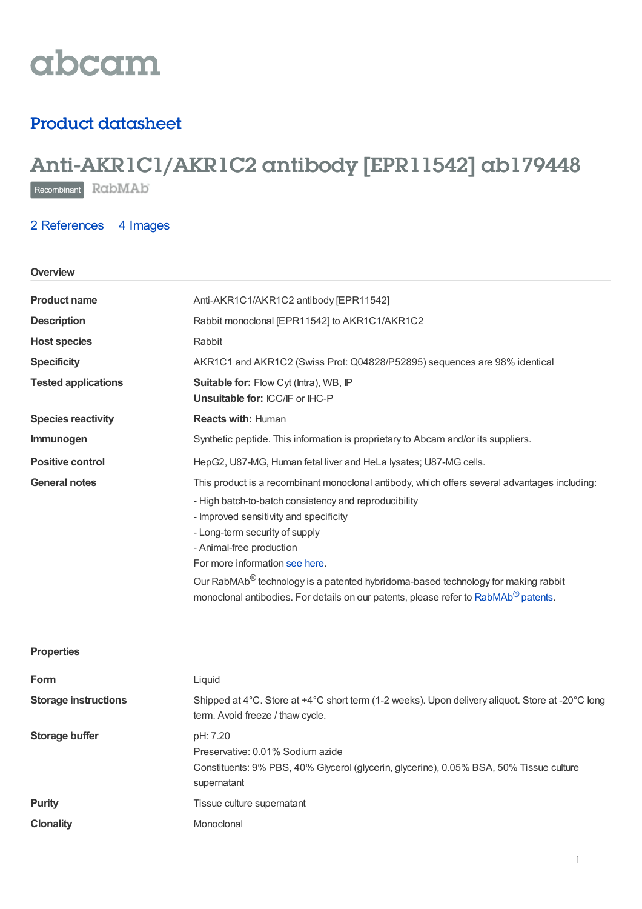abcam

## Product datasheet

# Anti-AKR1C1/AKR1C2 antibody [EPR11542] ab179448

Recombinant RabMAb

2 References    4 Images

### Overview

| | |
|---|---|
| **Product name** | Anti-AKR1C1/AKR1C2 antibody [EPR11542] |
| **Description** | Rabbit monoclonal [EPR11542] to AKR1C1/AKR1C2 |
| **Host species** | Rabbit |
| **Specificity** | AKR1C1 and AKR1C2 (Swiss Prot: Q04828/P52895) sequences are 98% identical |
| **Tested applications** | **Suitable for:** Flow Cyt (Intra), WB, IP<br>**Unsuitable for:** ICC/IF or IHC-P |
| **Species reactivity** | **Reacts with:** Human |
| **Immunogen** | Synthetic peptide. This information is proprietary to Abcam and/or its suppliers. |
| **Positive control** | HepG2, U87-MG, Human fetal liver and HeLa lysates; U87-MG cells. |
| **General notes** | This product is a recombinant monoclonal antibody, which offers several advantages including:<br>- High batch-to-batch consistency and reproducibility<br>- Improved sensitivity and specificity<br>- Long-term security of supply<br>- Animal-free production<br>For more information see here.<br>Our RabMAb® technology is a patented hybridoma-based technology for making rabbit monoclonal antibodies. For details on our patents, please refer to RabMAb® patents. |

### Properties

| | |
|---|---|
| **Form** | Liquid |
| **Storage instructions** | Shipped at 4°C. Store at +4°C short term (1-2 weeks). Upon delivery aliquot. Store at -20°C long term. Avoid freeze / thaw cycle. |
| **Storage buffer** | pH: 7.20<br>Preservative: 0.01% Sodium azide<br>Constituents: 9% PBS, 40% Glycerol (glycerin, glycerine), 0.05% BSA, 50% Tissue culture supernatant |
| **Purity** | Tissue culture supernatant |
| **Clonality** | Monoclonal |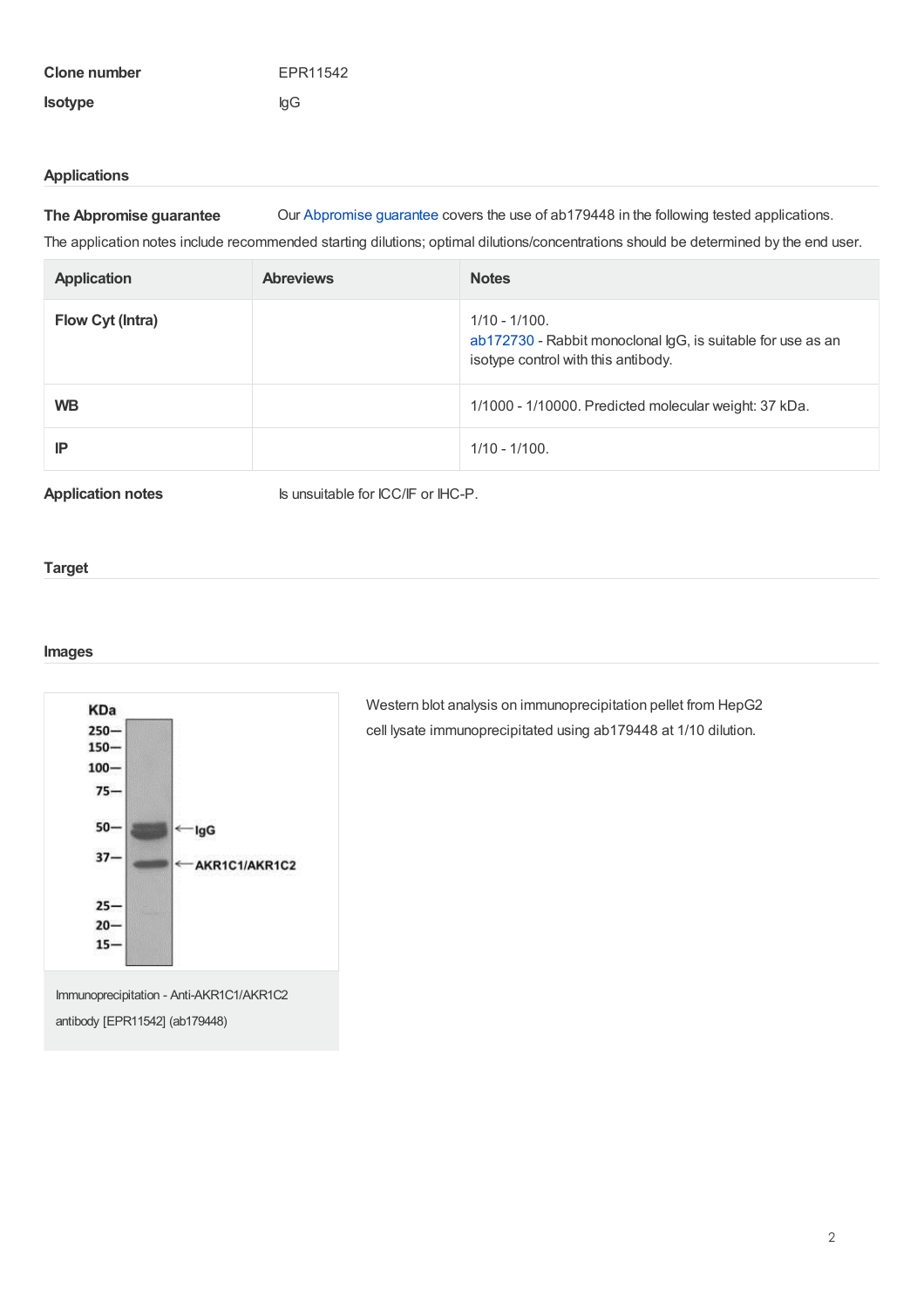| | |
|---|---|
| **Clone number** | EPR11542 |
| **Isotype** | IgG |

## Applications

**The Abpromise guarantee** Our Abpromise guarantee covers the use of ab179448 in the following tested applications.

The application notes include recommended starting dilutions; optimal dilutions/concentrations should be determined by the end user.

| Application | Abreviews | Notes |
|---|---|---|
| **Flow Cyt (Intra)** | | 1/10 - 1/100.<br>ab172730 - Rabbit monoclonal IgG, is suitable for use as an isotype control with this antibody. |
| **WB** | | 1/1000 - 1/10000. Predicted molecular weight: 37 kDa. |
| **IP** | | 1/10 - 1/100. |

**Application notes** Is unsuitable for ICC/IF or IHC-P.

## Target

## Images

Western blot analysis on immunoprecipitation pellet from HepG2 cell lysate immunoprecipitated using ab179448 at 1/10 dilution.

Immunoprecipitation - Anti-AKR1C1/AKR1C2 antibody [EPR11542] (ab179448)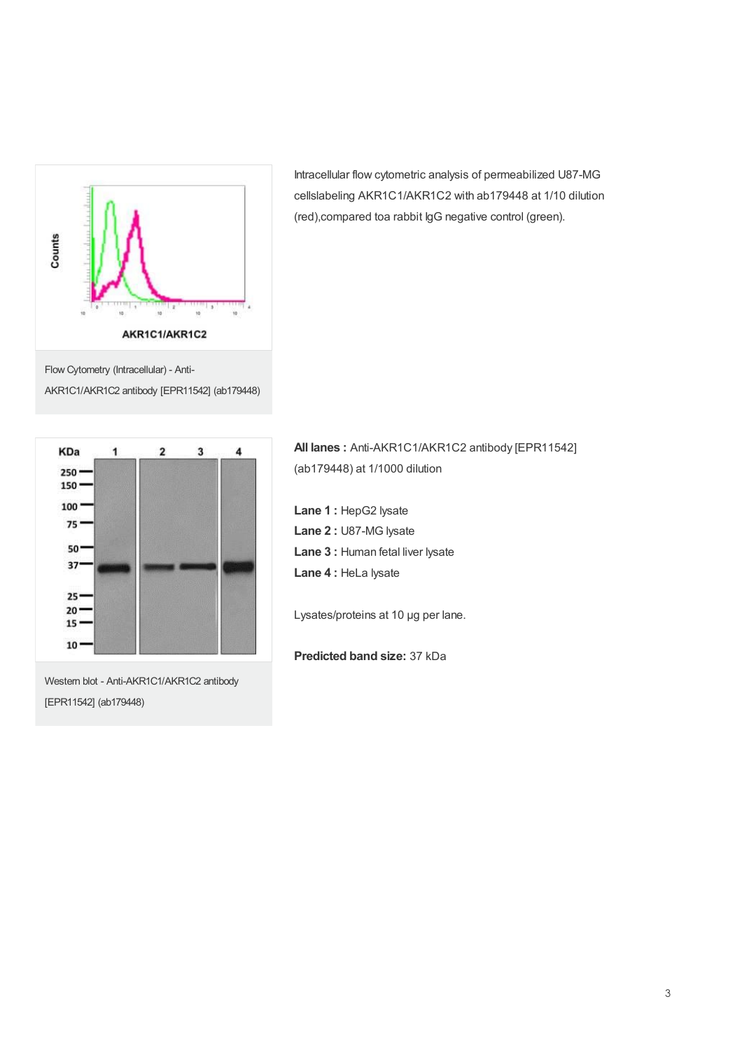Intracellular flow cytometric analysis of permeabilized U87-MG cellslabeling AKR1C1/AKR1C2 with ab179448 at 1/10 dilution (red),compared toa rabbit IgG negative control (green).

Flow Cytometry (Intracellular) - Anti-AKR1C1/AKR1C2 antibody [EPR11542] (ab179448)

**All lanes :** Anti-AKR1C1/AKR1C2 antibody [EPR11542] (ab179448) at 1/1000 dilution

**Lane 1 :** HepG2 lysate
**Lane 2 :** U87-MG lysate
**Lane 3 :** Human fetal liver lysate
**Lane 4 :** HeLa lysate

Lysates/proteins at 10 µg per lane.

**Predicted band size:** 37 kDa

Western blot - Anti-AKR1C1/AKR1C2 antibody [EPR11542] (ab179448)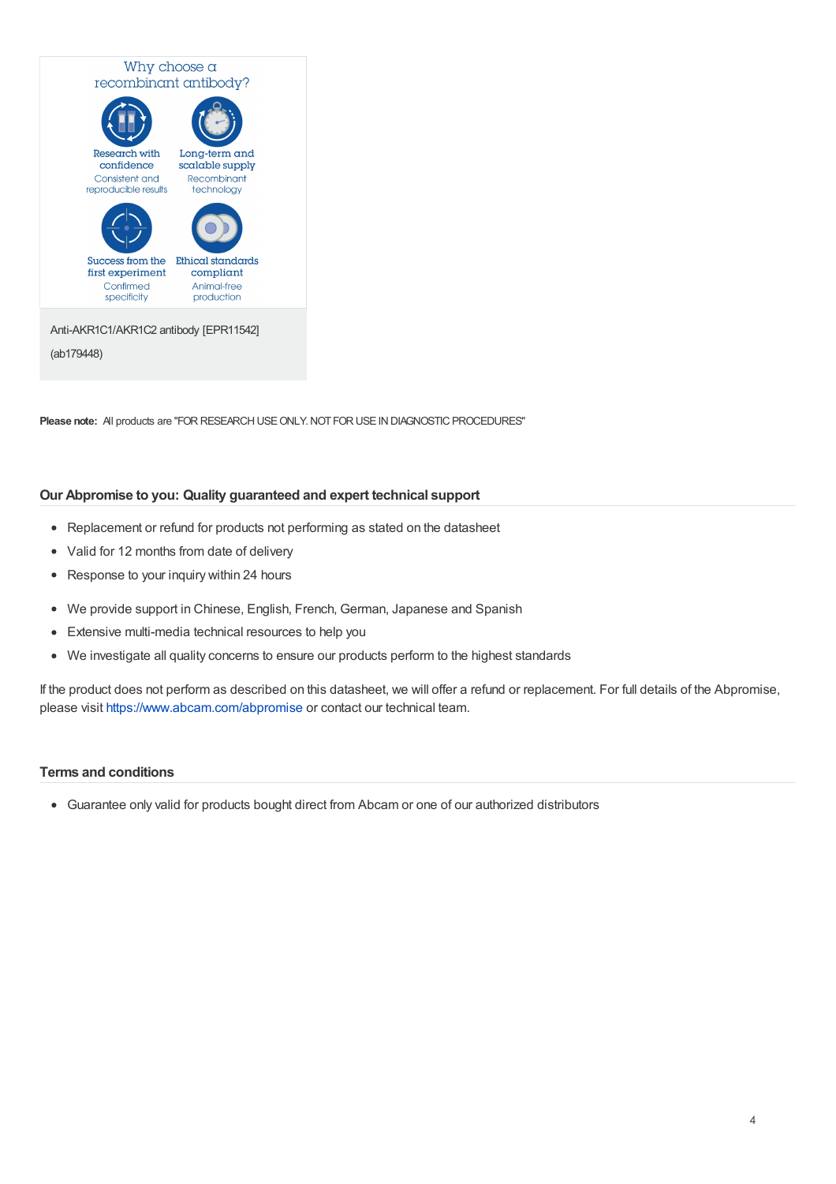Why choose a recombinant antibody?

Research with confidence
Consistent and reproducible results

Long-term and scalable supply
Recombinant technology

Success from the first experiment
Confirmed specificity

Ethical standards compliant
Animal-free production

Anti-AKR1C1/AKR1C2 antibody [EPR11542] (ab179448)

**Please note:** All products are "FOR RESEARCH USE ONLY. NOT FOR USE IN DIAGNOSTIC PROCEDURES"

### Our Abpromise to you: Quality guaranteed and expert technical support

- Replacement or refund for products not performing as stated on the datasheet
- Valid for 12 months from date of delivery
- Response to your inquiry within 24 hours

- We provide support in Chinese, English, French, German, Japanese and Spanish
- Extensive multi-media technical resources to help you
- We investigate all quality concerns to ensure our products perform to the highest standards

If the product does not perform as described on this datasheet, we will offer a refund or replacement. For full details of the Abpromise, please visit https://www.abcam.com/abpromise or contact our technical team.

### Terms and conditions

- Guarantee only valid for products bought direct from Abcam or one of our authorized distributors